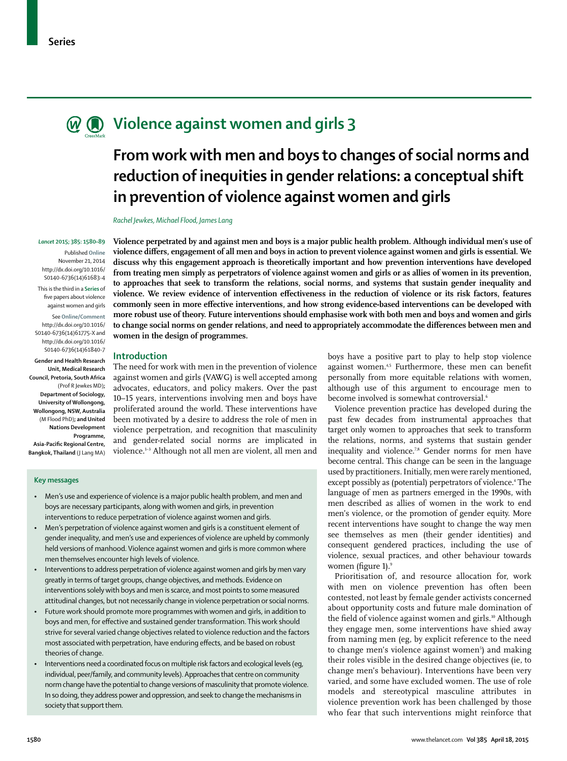Series

# Violence against women and girls 3

## From work with men and boys to changes of social norms and reduction of inequities in gender relations: a conceptual shift in prevention of violence against women and girls

*Rachel Jewkes, Michael Flood, James Lang*

*Lancet* 2015; 385: 1580–89

Published **Online** November 21, 2014 http://dx.doi.org/10.1016/S0140-6736(14)61683-4

This is the third in a **Series** of five papers about violence against women and girls

See **Online/Comment** http://dx.doi.org/10.1016/S0140-6736(14)61775-X and http://dx.doi.org/10.1016/S0140-6736(14)61840-7

**Gender and Health Research Unit, Medical Research Council, Pretoria, South Africa** (Prof R Jewkes MD)**; Department of Sociology, University of Wollongong, Wollongong, NSW, Australia** (M Flood PhD)**; and United Nations Development Programme, Asia-Pacific Regional Centre, Bangkok, Thailand** (J Lang MA)

**Violence perpetrated by and against men and boys is a major public health problem. Although individual men's use of violence differs, engagement of all men and boys in action to prevent violence against women and girls is essential. We discuss why this engagement approach is theoretically important and how prevention interventions have developed from treating men simply as perpetrators of violence against women and girls or as allies of women in its prevention, to approaches that seek to transform the relations, social norms, and systems that sustain gender inequality and violence. We review evidence of intervention effectiveness in the reduction of violence or its risk factors, features commonly seen in more effective interventions, and how strong evidence-based interventions can be developed with more robust use of theory. Future interventions should emphasise work with both men and boys and women and girls to change social norms on gender relations, and need to appropriately accommodate the differences between men and women in the design of programmes.**

## Introduction

The need for work with men in the prevention of violence against women and girls (VAWG) is well accepted among advocates, educators, and policy makers. Over the past 10–15 years, interventions involving men and boys have proliferated around the world. These interventions have been motivated by a desire to address the role of men in violence perpetration, and recognition that masculinity and gender-related social norms are implicated in violence.[1–3] Although not all men are violent, all men and boys have a positive part to play to help stop violence against women.[4,5] Furthermore, these men can benefit personally from more equitable relations with women, although use of this argument to encourage men to become involved is somewhat controversial.[6]

Violence prevention practice has developed during the past few decades from instrumental approaches that target only women to approaches that seek to transform the relations, norms, and systems that sustain gender inequality and violence.[7,8] Gender norms for men have become central. This change can be seen in the language used by practitioners. Initially, men were rarely mentioned, except possibly as (potential) perpetrators of violence.[4] The language of men as partners emerged in the 1990s, with men described as allies of women in the work to end men's violence, or the promotion of gender equity. More recent interventions have sought to change the way men see themselves as men (their gender identities) and consequent gendered practices, including the use of violence, sexual practices, and other behaviour towards women (figure 1).[9]

Prioritisation of, and resource allocation for, work with men on violence prevention has often been contested, not least by female gender activists concerned about opportunity costs and future male domination of the field of violence against women and girls.[10] Although they engage men, some interventions have shied away from naming men (eg, by explicit reference to the need to change men's violence against women[5]) and making their roles visible in the desired change objectives (ie, to change men's behaviour). Interventions have been very varied, and some have excluded women. The use of role models and stereotypical masculine attributes in violence prevention work has been challenged by those who fear that such interventions might reinforce that

### Key messages

- Men's use and experience of violence is a major public health problem, and men and boys are necessary participants, along with women and girls, in prevention interventions to reduce perpetration of violence against women and girls.
- Men's perpetration of violence against women and girls is a constituent element of gender inequality, and men's use and experiences of violence are upheld by commonly held versions of manhood. Violence against women and girls is more common where men themselves encounter high levels of violence.
- Interventions to address perpetration of violence against women and girls by men vary greatly in terms of target groups, change objectives, and methods. Evidence on interventions solely with boys and men is scarce, and most points to some measured attitudinal changes, but not necessarily change in violence perpetration or social norms.
- Future work should promote more programmes with women and girls, in addition to boys and men, for effective and sustained gender transformation. This work should strive for several varied change objectives related to violence reduction and the factors most associated with perpetration, have enduring effects, and be based on robust theories of change.
- Interventions need a coordinated focus on multiple risk factors and ecological levels (eg, individual, peer/family, and community levels). Approaches that centre on community norm change have the potential to change versions of masculinity that promote violence. In so doing, they address power and oppression, and seek to change the mechanisms in society that support them.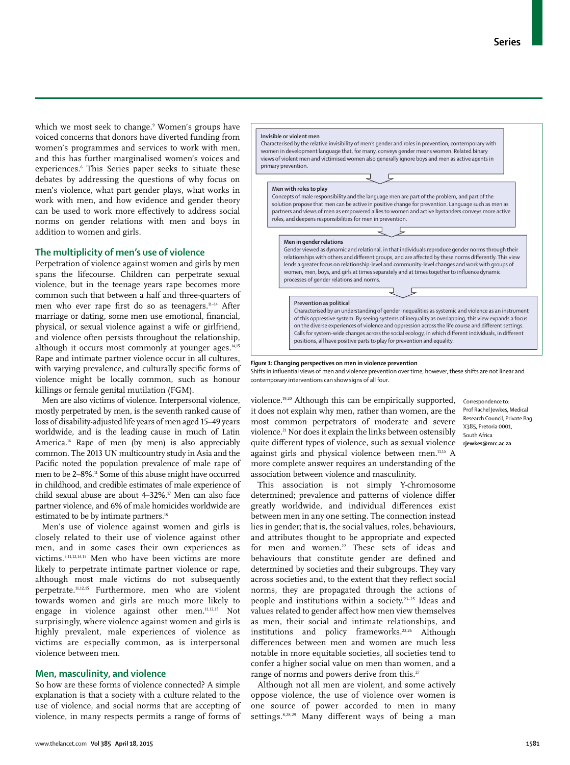which we most seek to change.[9] Women's groups have voiced concerns that donors have diverted funding from women's programmes and services to work with men, and this has further marginalised women's voices and experiences.[6] This Series paper seeks to situate these debates by addressing the questions of why focus on men's violence, what part gender plays, what works in work with men, and how evidence and gender theory can be used to work more effectively to address social norms on gender relations with men and boys in addition to women and girls.

## The multiplicity of men's use of violence

Perpetration of violence against women and girls by men spans the lifecourse. Children can perpetrate sexual violence, but in the teenage years rape becomes more common such that between a half and three-quarters of men who ever rape first do so as teenagers.[11–14] After marriage or dating, some men use emotional, financial, physical, or sexual violence against a wife or girlfriend, and violence often persists throughout the relationship, although it occurs most commonly at younger ages.[14,15] Rape and intimate partner violence occur in all cultures, with varying prevalence, and culturally specific forms of violence might be locally common, such as honour killings or female genital mutilation (FGM).

Men are also victims of violence. Interpersonal violence, mostly perpetrated by men, is the seventh ranked cause of loss of disability-adjusted life years of men aged 15–49 years worldwide, and is the leading cause in much of Latin America.[16] Rape of men (by men) is also appreciably common. The 2013 UN multicountry study in Asia and the Pacific noted the population prevalence of male rape of men to be 2–8%.[11] Some of this abuse might have occurred in childhood, and credible estimates of male experience of child sexual abuse are about 4–32%.[17] Men can also face partner violence, and 6% of male homicides worldwide are estimated to be by intimate partners.[18]

Men's use of violence against women and girls is closely related to their use of violence against other men, and in some cases their own experiences as victims.[5,11,12,14,15] Men who have been victims are more likely to perpetrate intimate partner violence or rape, although most male victims do not subsequently perpetrate.[11,12,15] Furthermore, men who are violent towards women and girls are much more likely to engage in violence against other men.[11,12,15] Not surprisingly, where violence against women and girls is highly prevalent, male experiences of violence as victims are especially common, as is interpersonal violence between men.

## Men, masculinity, and violence

So how are these forms of violence connected? A simple explanation is that a society with a culture related to the use of violence, and social norms that are accepting of violence, in many respects permits a range of forms of violence.[19,20] Although this can be empirically supported, it does not explain why men, rather than women, are the most common perpetrators of moderate and severe violence.[21] Nor does it explain the links between ostensibly quite different types of violence, such as sexual violence against girls and physical violence between men.[11,15] A more complete answer requires an understanding of the association between violence and masculinity.

This association is not simply Y-chromosome determined; prevalence and patterns of violence differ greatly worldwide, and individual differences exist between men in any one setting. The connection instead lies in gender; that is, the social values, roles, behaviours, and attributes thought to be appropriate and expected for men and women.[22] These sets of ideas and behaviours that constitute gender are defined and determined by societies and their subgroups. They vary across societies and, to the extent that they reflect social norms, they are propagated through the actions of people and institutions within a society.[23–25] Ideas and values related to gender affect how men view themselves as men, their social and intimate relationships, and institutions and policy frameworks.[22,26] Although differences between men and women are much less notable in more equitable societies, all societies tend to confer a higher social value on men than women, and a range of norms and powers derive from this.[27]

Although not all men are violent, and some actively oppose violence, the use of violence over women is one source of power accorded to men in many settings.[8,28,29] Many different ways of being a man

**Invisible or violent men**
Characterised by the relative invisibility of men's gender and roles in prevention; contemporary with women in development language that, for many, conveys gender means women. Related binary views of violent men and victimised women also generally ignore boys and men as active agents in primary prevention.

**Men with roles to play**
Concepts of male responsibility and the language men are part of the problem, and part of the solution propose that men can be active in positive change for prevention. Language such as men as partners and views of men as empowered allies to women and active bystanders conveys more active roles, and deepens responsibilities for men in prevention.

**Men in gender relations**
Gender viewed as dynamic and relational, in that individuals reproduce gender norms through their relationships with others and different groups, and are affected by these norms differently. This view lends a greater focus on relationship-level and community-level changes and work with groups of women, men, boys, and girls at times separately and at times together to influence dynamic processes of gender relations and norms.

**Prevention as political**
Characterised by an understanding of gender inequalities as systemic and violence as an instrument of this oppressive system. By seeing systems of inequality as overlapping, this view expands a focus on the diverse experiences of violence and oppression across the life course and different settings. Calls for system-wide changes across the social ecology, in which different individuals, in different positions, all have positive parts to play for prevention and equality.

*Figure 1:* **Changing perspectives on men in violence prevention**
Shifts in influential views of men and violence prevention over time; however, these shifts are not linear and contemporary interventions can show signs of all four.

Correspondence to: Prof Rachel Jewkes, Medical Research Council, Private Bag X385, Pretoria 0001, South Africa **rjewkes@mrc.ac.za**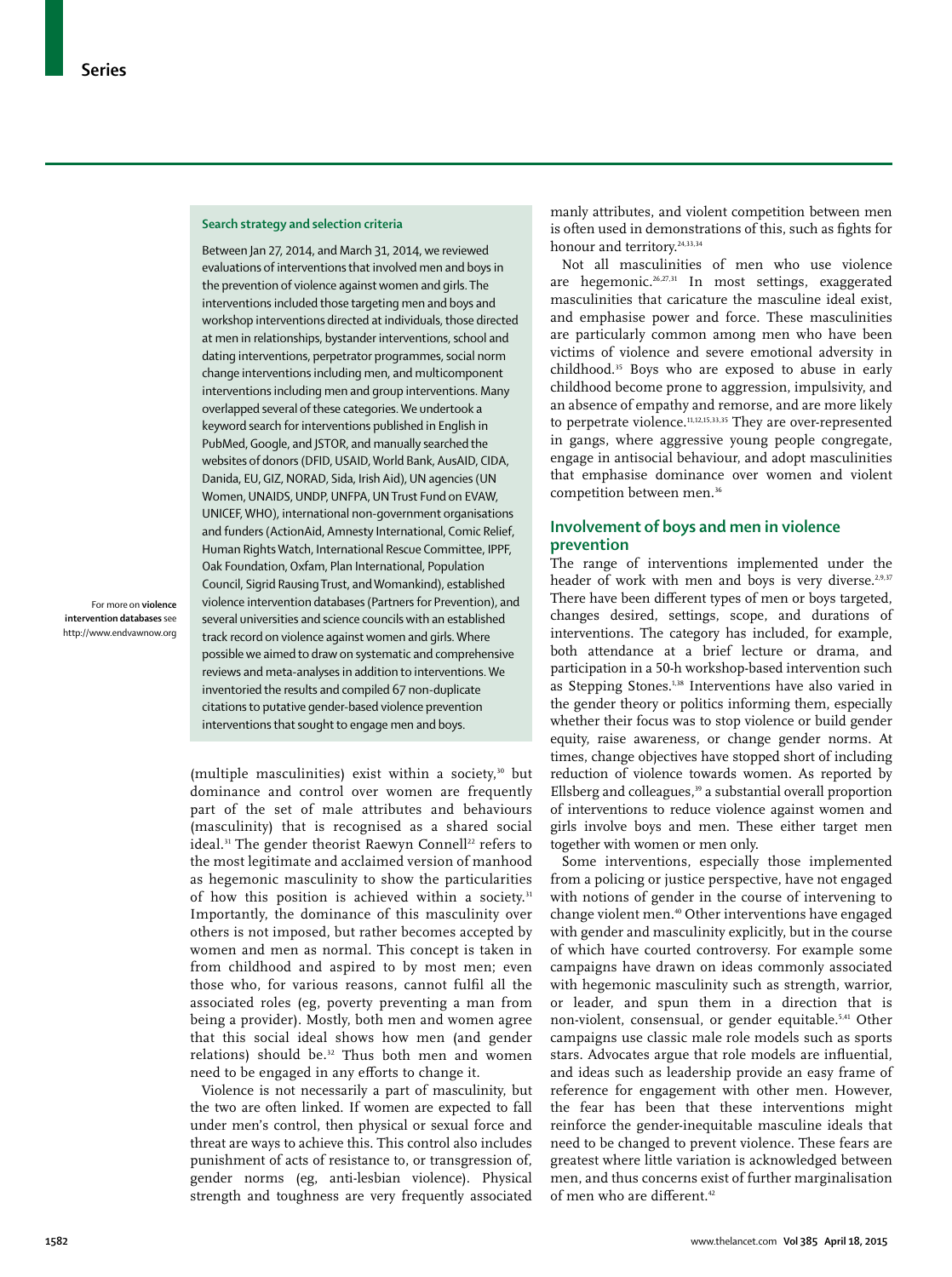### Search strategy and selection criteria

Between Jan 27, 2014, and March 31, 2014, we reviewed evaluations of interventions that involved men and boys in the prevention of violence against women and girls. The interventions included those targeting men and boys and workshop interventions directed at individuals, those directed at men in relationships, bystander interventions, school and dating interventions, perpetrator programmes, social norm change interventions including men, and multicomponent interventions including men and group interventions. Many overlapped several of these categories. We undertook a keyword search for interventions published in English in PubMed, Google, and JSTOR, and manually searched the websites of donors (DFID, USAID, World Bank, AusAID, CIDA, Danida, EU, GIZ, NORAD, Sida, Irish Aid), UN agencies (UN Women, UNAIDS, UNDP, UNFPA, UN Trust Fund on EVAW, UNICEF, WHO), international non-government organisations and funders (ActionAid, Amnesty International, Comic Relief, Human Rights Watch, International Rescue Committee, IPPF, Oak Foundation, Oxfam, Plan International, Population Council, Sigrid Rausing Trust, and Womankind), established violence intervention databases (Partners for Prevention), and several universities and science councils with an established track record on violence against women and girls. Where possible we aimed to draw on systematic and comprehensive reviews and meta-analyses in addition to interventions. We inventoried the results and compiled 67 non-duplicate citations to putative gender-based violence prevention interventions that sought to engage men and boys.

For more on **violence intervention databases** see http://www.endvawnow.org

(multiple masculinities) exist within a society,[30] but dominance and control over women are frequently part of the set of male attributes and behaviours (masculinity) that is recognised as a shared social ideal.[31] The gender theorist Raewyn Connell[22] refers to the most legitimate and acclaimed version of manhood as hegemonic masculinity to show the particularities of how this position is achieved within a society.[31] Importantly, the dominance of this masculinity over others is not imposed, but rather becomes accepted by women and men as normal. This concept is taken in from childhood and aspired to by most men; even those who, for various reasons, cannot fulfil all the associated roles (eg, poverty preventing a man from being a provider). Mostly, both men and women agree that this social ideal shows how men (and gender relations) should be.[32] Thus both men and women need to be engaged in any efforts to change it.

Violence is not necessarily a part of masculinity, but the two are often linked. If women are expected to fall under men's control, then physical or sexual force and threat are ways to achieve this. This control also includes punishment of acts of resistance to, or transgression of, gender norms (eg, anti-lesbian violence). Physical strength and toughness are very frequently associated manly attributes, and violent competition between men is often used in demonstrations of this, such as fights for honour and territory.[24,33,34]

Not all masculinities of men who use violence are hegemonic.[26,27,31] In most settings, exaggerated masculinities that caricature the masculine ideal exist, and emphasise power and force. These masculinities are particularly common among men who have been victims of violence and severe emotional adversity in childhood.[35] Boys who are exposed to abuse in early childhood become prone to aggression, impulsivity, and an absence of empathy and remorse, and are more likely to perpetrate violence.[11,12,15,33,35] They are over-represented in gangs, where aggressive young people congregate, engage in antisocial behaviour, and adopt masculinities that emphasise dominance over women and violent competition between men.[36]

## Involvement of boys and men in violence prevention

The range of interventions implemented under the header of work with men and boys is very diverse.[2,9,37] There have been different types of men or boys targeted, changes desired, settings, scope, and durations of interventions. The category has included, for example, both attendance at a brief lecture or drama, and participation in a 50-h workshop-based intervention such as Stepping Stones.[1,38] Interventions have also varied in the gender theory or politics informing them, especially whether their focus was to stop violence or build gender equity, raise awareness, or change gender norms. At times, change objectives have stopped short of including reduction of violence towards women. As reported by Ellsberg and colleagues,[39] a substantial overall proportion of interventions to reduce violence against women and girls involve boys and men. These either target men together with women or men only.

Some interventions, especially those implemented from a policing or justice perspective, have not engaged with notions of gender in the course of intervening to change violent men.[40] Other interventions have engaged with gender and masculinity explicitly, but in the course of which have courted controversy. For example some campaigns have drawn on ideas commonly associated with hegemonic masculinity such as strength, warrior, or leader, and spun them in a direction that is non-violent, consensual, or gender equitable.[5,41] Other campaigns use classic male role models such as sports stars. Advocates argue that role models are influential, and ideas such as leadership provide an easy frame of reference for engagement with other men. However, the fear has been that these interventions might reinforce the gender-inequitable masculine ideals that need to be changed to prevent violence. These fears are greatest where little variation is acknowledged between men, and thus concerns exist of further marginalisation of men who are different.[42]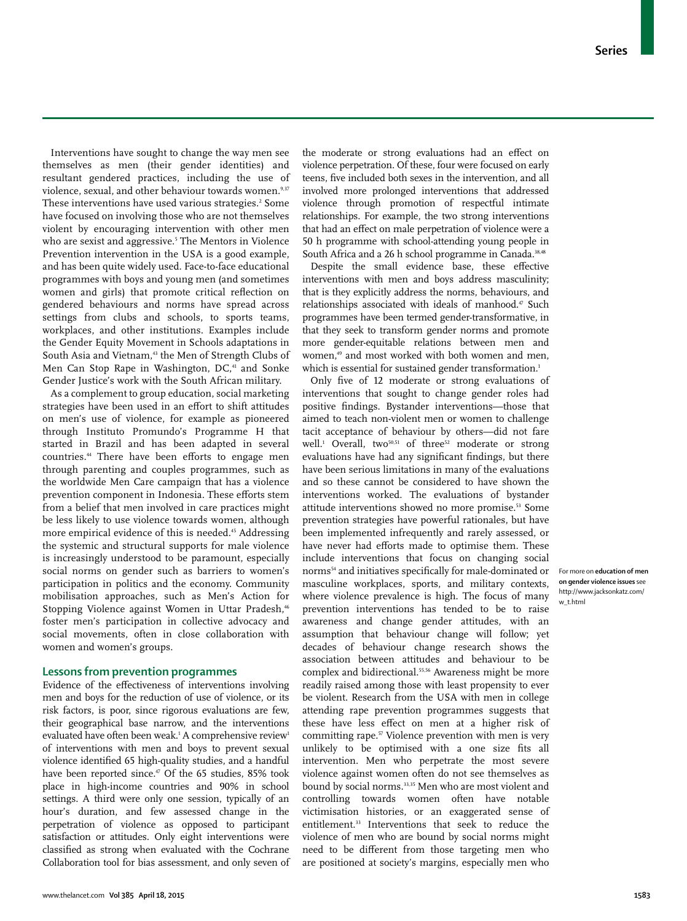Interventions have sought to change the way men see themselves as men (their gender identities) and resultant gendered practices, including the use of violence, sexual, and other behaviour towards women.[9,37] These interventions have used various strategies.[2] Some have focused on involving those who are not themselves violent by encouraging intervention with other men who are sexist and aggressive.[5] The Mentors in Violence Prevention intervention in the USA is a good example, and has been quite widely used. Face-to-face educational programmes with boys and young men (and sometimes women and girls) that promote critical reflection on gendered behaviours and norms have spread across settings from clubs and schools, to sports teams, workplaces, and other institutions. Examples include the Gender Equity Movement in Schools adaptations in South Asia and Vietnam,[43] the Men of Strength Clubs of Men Can Stop Rape in Washington, DC,[41] and Sonke Gender Justice's work with the South African military.

As a complement to group education, social marketing strategies have been used in an effort to shift attitudes on men's use of violence, for example as pioneered through Instituto Promundo's Programme H that started in Brazil and has been adapted in several countries.[44] There have been efforts to engage men through parenting and couples programmes, such as the worldwide Men Care campaign that has a violence prevention component in Indonesia. These efforts stem from a belief that men involved in care practices might be less likely to use violence towards women, although more empirical evidence of this is needed.[45] Addressing the systemic and structural supports for male violence is increasingly understood to be paramount, especially social norms on gender such as barriers to women's participation in politics and the economy. Community mobilisation approaches, such as Men's Action for Stopping Violence against Women in Uttar Pradesh,[46] foster men's participation in collective advocacy and social movements, often in close collaboration with women and women's groups.

## Lessons from prevention programmes

Evidence of the effectiveness of interventions involving men and boys for the reduction of use of violence, or its risk factors, is poor, since rigorous evaluations are few, their geographical base narrow, and the interventions evaluated have often been weak.[1] A comprehensive review[1] of interventions with men and boys to prevent sexual violence identified 65 high-quality studies, and a handful have been reported since.[47] Of the 65 studies, 85% took place in high-income countries and 90% in school settings. A third were only one session, typically of an hour's duration, and few assessed change in the perpetration of violence as opposed to participant satisfaction or attitudes. Only eight interventions were classified as strong when evaluated with the Cochrane Collaboration tool for bias assessment, and only seven of the moderate or strong evaluations had an effect on violence perpetration. Of these, four were focused on early teens, five included both sexes in the intervention, and all involved more prolonged interventions that addressed violence through promotion of respectful intimate relationships. For example, the two strong interventions that had an effect on male perpetration of violence were a 50 h programme with school-attending young people in South Africa and a 26 h school programme in Canada.[38,48]

Despite the small evidence base, these effective interventions with men and boys address masculinity; that is they explicitly address the norms, behaviours, and relationships associated with ideals of manhood.[47] Such programmes have been termed gender-transformative, in that they seek to transform gender norms and promote more gender-equitable relations between men and women,[49] and most worked with both women and men, which is essential for sustained gender transformation.[1]

Only five of 12 moderate or strong evaluations of interventions that sought to change gender roles had positive findings. Bystander interventions—those that aimed to teach non-violent men or women to challenge tacit acceptance of behaviour by others—did not fare well.[1] Overall, two[50,51] of three[52] moderate or strong evaluations have had any significant findings, but there have been serious limitations in many of the evaluations and so these cannot be considered to have shown the interventions worked. The evaluations of bystander attitude interventions showed no more promise.[53] Some prevention strategies have powerful rationales, but have been implemented infrequently and rarely assessed, or have never had efforts made to optimise them. These include interventions that focus on changing social norms[54] and initiatives specifically for male-dominated or masculine workplaces, sports, and military contexts, where violence prevalence is high. The focus of many prevention interventions has tended to be to raise awareness and change gender attitudes, with an assumption that behaviour change will follow; yet decades of behaviour change research shows the association between attitudes and behaviour to be complex and bidirectional.[55,56] Awareness might be more readily raised among those with least propensity to ever be violent. Research from the USA with men in college attending rape prevention programmes suggests that these have less effect on men at a higher risk of committing rape.[57] Violence prevention with men is very unlikely to be optimised with a one size fits all intervention. Men who perpetrate the most severe violence against women often do not see themselves as bound by social norms.[33,35] Men who are most violent and controlling towards women often have notable victimisation histories, or an exaggerated sense of entitlement.[33] Interventions that seek to reduce the violence of men who are bound by social norms might need to be different from those targeting men who are positioned at society's margins, especially men who

For more on **education of men on gender violence issues** see http://www.jacksonkatz.com/w_t.html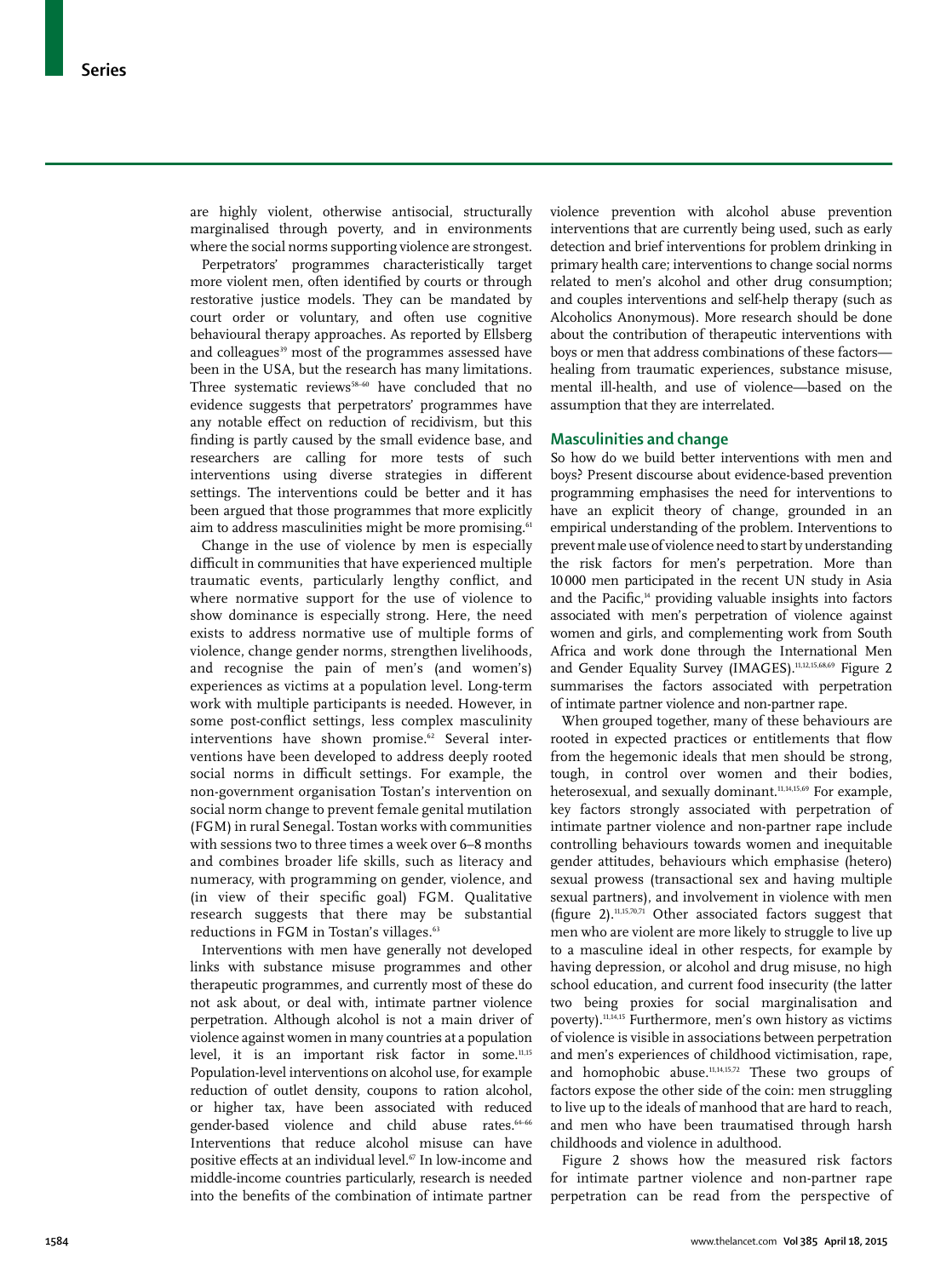are highly violent, otherwise antisocial, structurally marginalised through poverty, and in environments where the social norms supporting violence are strongest.

Perpetrators' programmes characteristically target more violent men, often identified by courts or through restorative justice models. They can be mandated by court order or voluntary, and often use cognitive behavioural therapy approaches. As reported by Ellsberg and colleagues[19] most of the programmes assessed have been in the USA, but the research has many limitations. Three systematic reviews[58–60] have concluded that no evidence suggests that perpetrators' programmes have any notable effect on reduction of recidivism, but this finding is partly caused by the small evidence base, and researchers are calling for more tests of such interventions using diverse strategies in different settings. The interventions could be better and it has been argued that those programmes that more explicitly aim to address masculinities might be more promising.[61]

Change in the use of violence by men is especially difficult in communities that have experienced multiple traumatic events, particularly lengthy conflict, and where normative support for the use of violence to show dominance is especially strong. Here, the need exists to address normative use of multiple forms of violence, change gender norms, strengthen livelihoods, and recognise the pain of men's (and women's) experiences as victims at a population level. Long-term work with multiple participants is needed. However, in some post-conflict settings, less complex masculinity interventions have shown promise.[62] Several interventions have been developed to address deeply rooted social norms in difficult settings. For example, the non-government organisation Tostan's intervention on social norm change to prevent female genital mutilation (FGM) in rural Senegal. Tostan works with communities with sessions two to three times a week over 6–8 months and combines broader life skills, such as literacy and numeracy, with programming on gender, violence, and (in view of their specific goal) FGM. Qualitative research suggests that there may be substantial reductions in FGM in Tostan's villages.[63]

Interventions with men have generally not developed links with substance misuse programmes and other therapeutic programmes, and currently most of these do not ask about, or deal with, intimate partner violence perpetration. Although alcohol is not a main driver of violence against women in many countries at a population level, it is an important risk factor in some.[11,15] Population-level interventions on alcohol use, for example reduction of outlet density, coupons to ration alcohol, or higher tax, have been associated with reduced gender-based violence and child abuse rates.[64–66] Interventions that reduce alcohol misuse can have positive effects at an individual level.[67] In low-income and middle-income countries particularly, research is needed into the benefits of the combination of intimate partner violence prevention with alcohol abuse prevention interventions that are currently being used, such as early detection and brief interventions for problem drinking in primary health care; interventions to change social norms related to men's alcohol and other drug consumption; and couples interventions and self-help therapy (such as Alcoholics Anonymous). More research should be done about the contribution of therapeutic interventions with boys or men that address combinations of these factors—healing from traumatic experiences, substance misuse, mental ill-health, and use of violence—based on the assumption that they are interrelated.

## Masculinities and change

So how do we build better interventions with men and boys? Present discourse about evidence-based prevention programming emphasises the need for interventions to have an explicit theory of change, grounded in an empirical understanding of the problem. Interventions to prevent male use of violence need to start by understanding the risk factors for men's perpetration. More than 10 000 men participated in the recent UN study in Asia and the Pacific,[14] providing valuable insights into factors associated with men's perpetration of violence against women and girls, and complementing work from South Africa and work done through the International Men and Gender Equality Survey (IMAGES).[11,12,15,68,69] Figure 2 summarises the factors associated with perpetration of intimate partner violence and non-partner rape.

When grouped together, many of these behaviours are rooted in expected practices or entitlements that flow from the hegemonic ideals that men should be strong, tough, in control over women and their bodies, heterosexual, and sexually dominant.[11,14,15,69] For example, key factors strongly associated with perpetration of intimate partner violence and non-partner rape include controlling behaviours towards women and inequitable gender attitudes, behaviours which emphasise (hetero) sexual prowess (transactional sex and having multiple sexual partners), and involvement in violence with men (figure 2).[11,15,70,71] Other associated factors suggest that men who are violent are more likely to struggle to live up to a masculine ideal in other respects, for example by having depression, or alcohol and drug misuse, no high school education, and current food insecurity (the latter two being proxies for social marginalisation and poverty).[11,14,15] Furthermore, men's own history as victims of violence is visible in associations between perpetration and men's experiences of childhood victimisation, rape, and homophobic abuse.[11,14,15,72] These two groups of factors expose the other side of the coin: men struggling to live up to the ideals of manhood that are hard to reach, and men who have been traumatised through harsh childhoods and violence in adulthood.

Figure 2 shows how the measured risk factors for intimate partner violence and non-partner rape perpetration can be read from the perspective of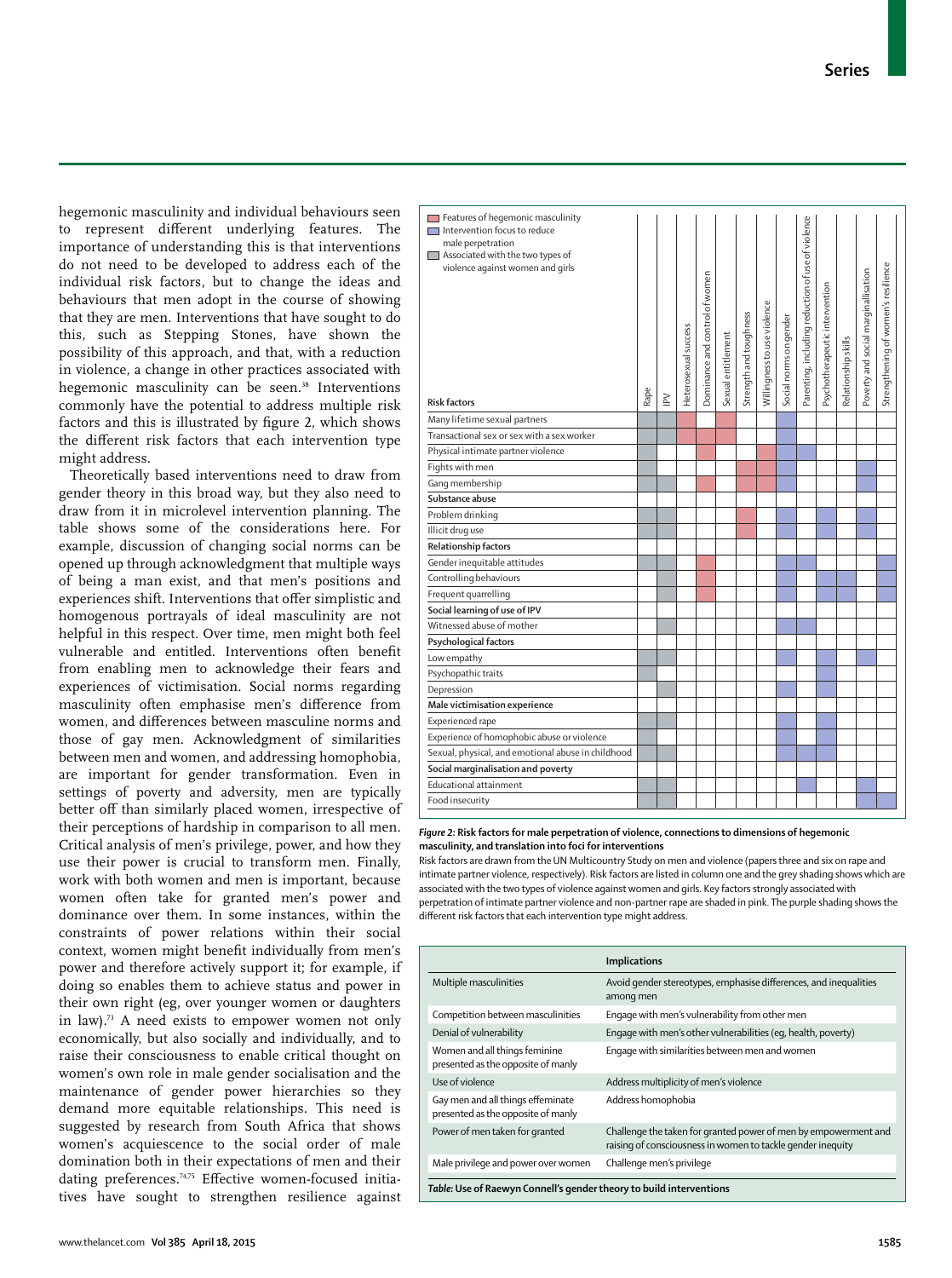hegemonic masculinity and individual behaviours seen to represent different underlying features. The importance of understanding this is that interventions do not need to be developed to address each of the individual risk factors, but to change the ideas and behaviours that men adopt in the course of showing that they are men. Interventions that have sought to do this, such as Stepping Stones, have shown the possibility of this approach, and that, with a reduction in violence, a change in other practices associated with hegemonic masculinity can be seen.[38] Interventions commonly have the potential to address multiple risk factors and this is illustrated by figure 2, which shows the different risk factors that each intervention type might address.

Theoretically based interventions need to draw from gender theory in this broad way, but they also need to draw from it in microlevel intervention planning. The table shows some of the considerations here. For example, discussion of changing social norms can be opened up through acknowledgment that multiple ways of being a man exist, and that men's positions and experiences shift. Interventions that offer simplistic and homogenous portrayals of ideal masculinity are not helpful in this respect. Over time, men might both feel vulnerable and entitled. Interventions often benefit from enabling men to acknowledge their fears and experiences of victimisation. Social norms regarding masculinity often emphasise men's difference from women, and differences between masculine norms and those of gay men. Acknowledgment of similarities between men and women, and addressing homophobia, are important for gender transformation. Even in settings of poverty and adversity, men are typically better off than similarly placed women, irrespective of their perceptions of hardship in comparison to all men. Critical analysis of men's privilege, power, and how they use their power is crucial to transform men. Finally, work with both women and men is important, because women often take for granted men's power and dominance over them. In some instances, within the constraints of power relations within their social context, women might benefit individually from men's power and therefore actively support it; for example, if doing so enables them to achieve status and power in their own right (eg, over younger women or daughters in law).[73] A need exists to empower women not only economically, but also socially and individually, and to raise their consciousness to enable critical thought on women's own role in male gender socialisation and the maintenance of gender power hierarchies so they demand more equitable relationships. This need is suggested by research from South Africa that shows women's acquiescence to the social order of male domination both in their expectations of men and their dating preferences.[74,75] Effective women-focused initiatives have sought to strengthen resilience against

Legend: Grey = Associated with the two types of violence against women and girls; Pink = Features of hegemonic masculinity; Purple = Intervention focus to reduce male perpetration

| Risk factors | Rape | IPV | Heterosexual success | Dominance and control of women | Sexual entitlement | Strength and toughness | Willingness to use violence | Social norms on gender | Parenting, including reduction of use of violence | Psychotherapeutic intervention | Relationship skills | Poverty and social marginalisation | Strengthening of women's resilience |
|---|---|---|---|---|---|---|---|---|---|---|---|---|---|
| Many lifetime sexual partners | grey | | pink | | pink | | | purple | | | | | |
| Transactional sex or sex with a sex worker | grey | | pink | pink | pink | | | purple | | | | | |
| Physical intimate partner violence | grey | | | pink | | | pink | purple | purple | | | | |
| Fights with men | grey | | | | | pink | pink | purple | | | | purple | |
| Gang membership | grey | grey | | pink | | pink | pink | purple | | | | purple | |
| **Substance abuse** | | | | | | | | | | | | | |
| Problem drinking | grey | grey | | | | pink | | purple | | purple | | purple | |
| Illicit drug use | grey | grey | | | | pink | | purple | | purple | | purple | |
| **Relationship factors** | | | | | | | | | | | | | |
| Gender inequitable attitudes | grey | grey | | pink | | | | purple | purple | | | | purple |
| Controlling behaviours | | grey | | pink | | | | purple | | purple | purple | | purple |
| Frequent quarrelling | | grey | | pink | | | | purple | | purple | purple | | purple |
| **Social learning of use of IPV** | | | | | | | | | | | | | |
| Witnessed abuse of mother | | grey | | | | | | purple | purple | | | | |
| **Psychological factors** | | | | | | | | | | | | | |
| Low empathy | grey | grey | | | | | | purple | | purple | | purple | |
| Psychopathic traits | grey | | | | | | | | | purple | | | |
| Depression | | grey | | | | | | purple | | purple | | | |
| **Male victimisation experience** | | | | | | | | | | | | | |
| Experienced rape | grey | grey | | | | | | purple | | purple | | | |
| Experience of homophobic abuse or violence | grey | | | | | | | purple | | purple | | | |
| Sexual, physical, and emotional abuse in childhood | grey | grey | | | | | | purple | purple | purple | | | |
| **Social marginalisation and poverty** | | | | | | | | | | | | | |
| Educational attainment | grey | grey | | | | | | | purple | | | purple | |
| Food insecurity | grey | grey | | | | | | | | | | purple | purple |

***Figure 2:*** **Risk factors for male perpetration of violence, connections to dimensions of hegemonic masculinity, and translation into foci for interventions**
Risk factors are drawn from the UN Multicountry Study on men and violence (papers three and six on rape and intimate partner violence, respectively). Risk factors are listed in column one and the grey shading shows which are associated with the two types of violence against women and girls. Key factors strongly associated with perpetration of intimate partner violence and non-partner rape are shaded in pink. The purple shading shows the different risk factors that each intervention type might address.

| | Implications |
|---|---|
| Multiple masculinities | Avoid gender stereotypes, emphasise differences, and inequalities among men |
| Competition between masculinities | Engage with men's vulnerability from other men |
| Denial of vulnerability | Engage with men's other vulnerabilities (eg, health, poverty) |
| Women and all things feminine presented as the opposite of manly | Engage with similarities between men and women |
| Use of violence | Address multiplicity of men's violence |
| Gay men and all things effeminate presented as the opposite of manly | Address homophobia |
| Power of men taken for granted | Challenge the taken for granted power of men by empowerment and raising of consciousness in women to tackle gender inequity |
| Male privilege and power over women | Challenge men's privilege |

***Table:*** **Use of Raewyn Connell's gender theory to build interventions**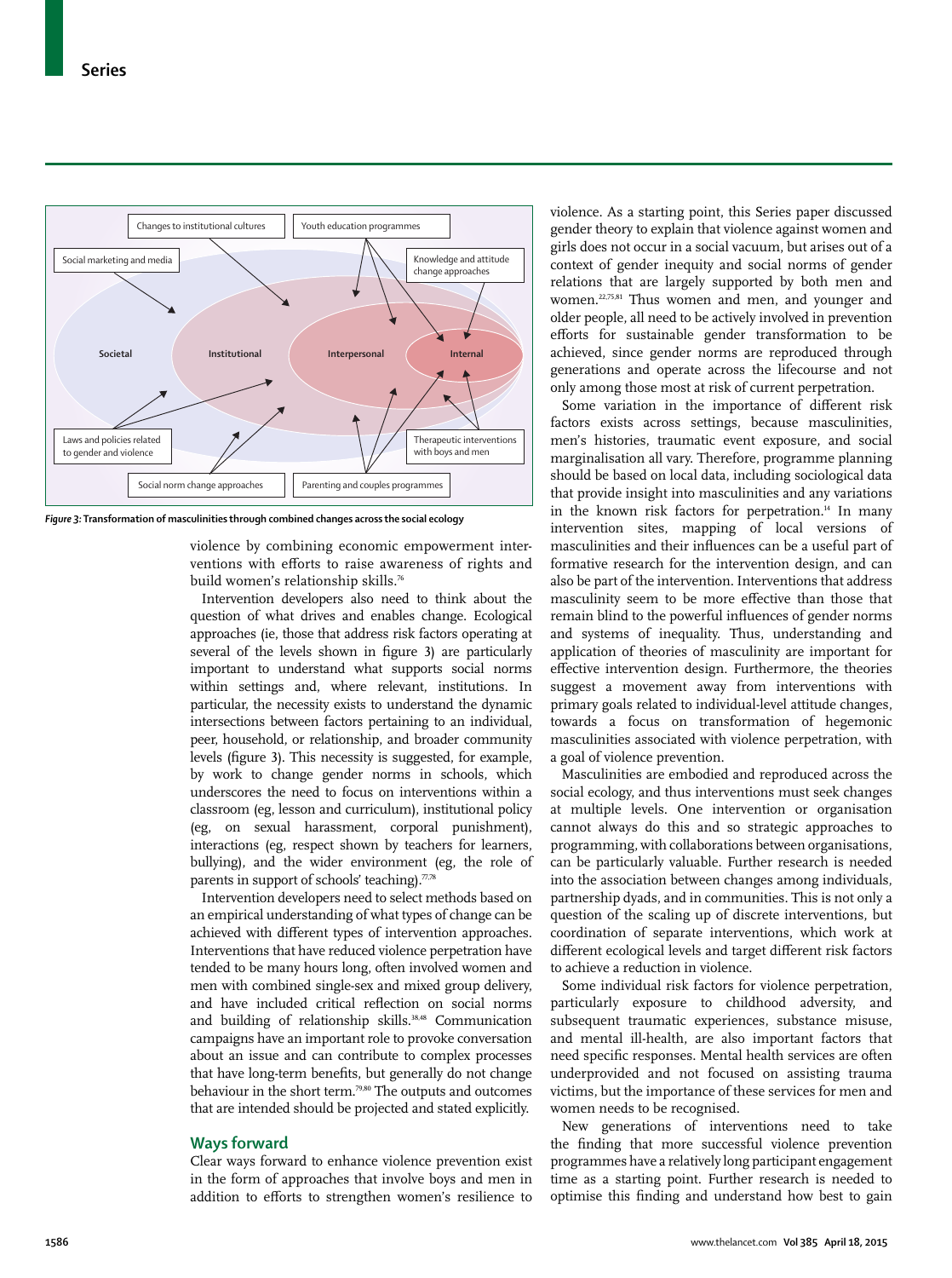Societal

Institutional

Interpersonal

Internal

Changes to institutional cultures

Youth education programmes

Social marketing and media

Knowledge and attitude change approaches

Laws and policies related to gender and violence

Therapeutic interventions with boys and men

Social norm change approaches

Parenting and couples programmes

***Figure 3:*** **Transformation of masculinities through combined changes across the social ecology**

violence by combining economic empowerment interventions with efforts to raise awareness of rights and build women's relationship skills.[76]

Intervention developers also need to think about the question of what drives and enables change. Ecological approaches (ie, those that address risk factors operating at several of the levels shown in figure 3) are particularly important to understand what supports social norms within settings and, where relevant, institutions. In particular, the necessity exists to understand the dynamic intersections between factors pertaining to an individual, peer, household, or relationship, and broader community levels (figure 3). This necessity is suggested, for example, by work to change gender norms in schools, which underscores the need to focus on interventions within a classroom (eg, lesson and curriculum), institutional policy (eg, on sexual harassment, corporal punishment), interactions (eg, respect shown by teachers for learners, bullying), and the wider environment (eg, the role of parents in support of schools' teaching).[77,78]

Intervention developers need to select methods based on an empirical understanding of what types of change can be achieved with different types of intervention approaches. Interventions that have reduced violence perpetration have tended to be many hours long, often involved women and men with combined single-sex and mixed group delivery, and have included critical reflection on social norms and building of relationship skills.[38,48] Communication campaigns have an important role to provoke conversation about an issue and can contribute to complex processes that have long-term benefits, but generally do not change behaviour in the short term.[79,80] The outputs and outcomes that are intended should be projected and stated explicitly.

## Ways forward

Clear ways forward to enhance violence prevention exist in the form of approaches that involve boys and men in addition to efforts to strengthen women's resilience to violence. As a starting point, this Series paper discussed gender theory to explain that violence against women and girls does not occur in a social vacuum, but arises out of a context of gender inequity and social norms of gender relations that are largely supported by both men and women.[22,75,81] Thus women and men, and younger and older people, all need to be actively involved in prevention efforts for sustainable gender transformation to be achieved, since gender norms are reproduced through generations and operate across the lifecourse and not only among those most at risk of current perpetration.

Some variation in the importance of different risk factors exists across settings, because masculinities, men's histories, traumatic event exposure, and social marginalisation all vary. Therefore, programme planning should be based on local data, including sociological data that provide insight into masculinities and any variations in the known risk factors for perpetration.[14] In many intervention sites, mapping of local versions of masculinities and their influences can be a useful part of formative research for the intervention design, and can also be part of the intervention. Interventions that address masculinity seem to be more effective than those that remain blind to the powerful influences of gender norms and systems of inequality. Thus, understanding and application of theories of masculinity are important for effective intervention design. Furthermore, the theories suggest a movement away from interventions with primary goals related to individual-level attitude changes, towards a focus on transformation of hegemonic masculinities associated with violence perpetration, with a goal of violence prevention.

Masculinities are embodied and reproduced across the social ecology, and thus interventions must seek changes at multiple levels. One intervention or organisation cannot always do this and so strategic approaches to programming, with collaborations between organisations, can be particularly valuable. Further research is needed into the association between changes among individuals, partnership dyads, and in communities. This is not only a question of the scaling up of discrete interventions, but coordination of separate interventions, which work at different ecological levels and target different risk factors to achieve a reduction in violence.

Some individual risk factors for violence perpetration, particularly exposure to childhood adversity, and subsequent traumatic experiences, substance misuse, and mental ill-health, are also important factors that need specific responses. Mental health services are often underprovided and not focused on assisting trauma victims, but the importance of these services for men and women needs to be recognised.

New generations of interventions need to take the finding that more successful violence prevention programmes have a relatively long participant engagement time as a starting point. Further research is needed to optimise this finding and understand how best to gain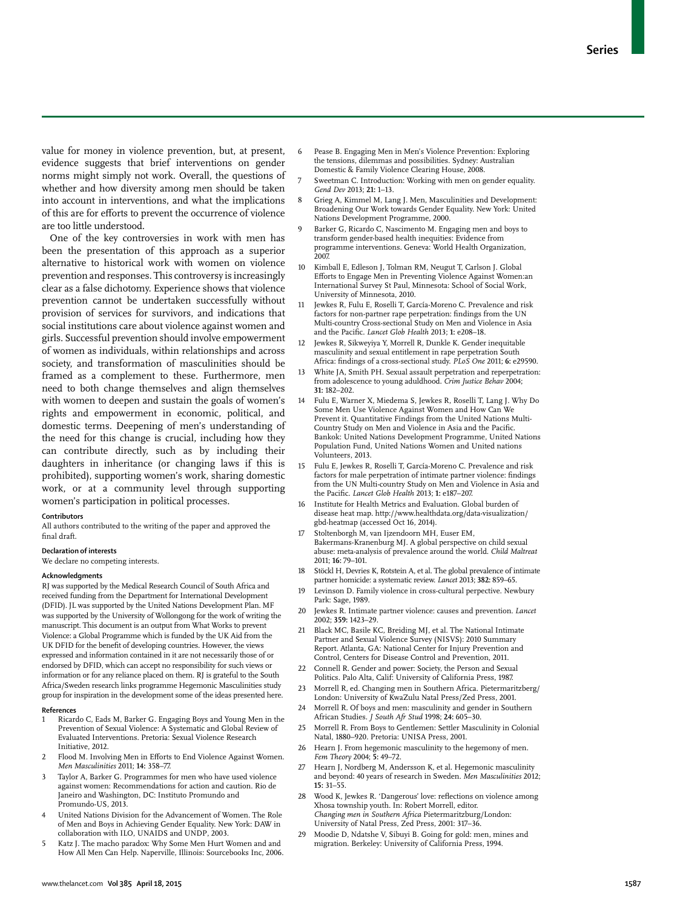value for money in violence prevention, but, at present, evidence suggests that brief interventions on gender norms might simply not work. Overall, the questions of whether and how diversity among men should be taken into account in interventions, and what the implications of this are for efforts to prevent the occurrence of violence are too little understood.

One of the key controversies in work with men has been the presentation of this approach as a superior alternative to historical work with women on violence prevention and responses. This controversy is increasingly clear as a false dichotomy. Experience shows that violence prevention cannot be undertaken successfully without provision of services for survivors, and indications that social institutions care about violence against women and girls. Successful prevention should involve empowerment of women as individuals, within relationships and across society, and transformation of masculinities should be framed as a complement to these. Furthermore, men need to both change themselves and align themselves with women to deepen and sustain the goals of women's rights and empowerment in economic, political, and domestic terms. Deepening of men's understanding of the need for this change is crucial, including how they can contribute directly, such as by including their daughters in inheritance (or changing laws if this is prohibited), supporting women's work, sharing domestic work, or at a community level through supporting women's participation in political processes.

#### Contributors

All authors contributed to the writing of the paper and approved the final draft.

#### Declaration of interests

We declare no competing interests.

#### Acknowledgments

RJ was supported by the Medical Research Council of South Africa and received funding from the Department for International Development (DFID). JL was supported by the United Nations Development Plan. MF was supported by the University of Wollongong for the work of writing the manuscript. This document is an output from What Works to prevent Violence: a Global Programme which is funded by the UK Aid from the UK DFID for the benefit of developing countries. However, the views expressed and information contained in it are not necessarily those of or endorsed by DFID, which can accept no responsibility for such views or information or for any reliance placed on them. RJ is grateful to the South Africa/Sweden research links programme Hegemonic Masculinities study group for inspiration in the development some of the ideas presented here.

#### References

1. Ricardo C, Eads M, Barker G. Engaging Boys and Young Men in the Prevention of Sexual Violence: A Systematic and Global Review of Evaluated Interventions. Pretoria: Sexual Violence Research Initiative, 2012.
2. Flood M. Involving Men in Efforts to End Violence Against Women. *Men Masculinities* 2011; **14:** 358–77.
3. Taylor A, Barker G. Programmes for men who have used violence against women: Recommendations for action and caution. Rio de Janeiro and Washington, DC: Instituto Promundo and Promundo-US, 2013.
4. United Nations Division for the Advancement of Women. The Role of Men and Boys in Achieving Gender Equality. New York: DAW in collaboration with ILO, UNAIDS and UNDP, 2003.
5. Katz J. The macho paradox: Why Some Men Hurt Women and and How All Men Can Help. Naperville, Illinois: Sourcebooks Inc, 2006.
6. Pease B. Engaging Men in Men's Violence Prevention: Exploring the tensions, dilemmas and possibilities. Sydney: Australian Domestic & Family Violence Clearing House, 2008.
7. Sweetman C. Introduction: Working with men on gender equality. *Gend Dev* 2013; **21:** 1–13.
8. Grieg A, Kimmel M, Lang J. Men, Masculinities and Development: Broadening Our Work towards Gender Equality. New York: United Nations Development Programme, 2000.
9. Barker G, Ricardo C, Nascimento M. Engaging men and boys to transform gender-based health inequities: Evidence from programme interventions. Geneva: World Health Organization, 2007.
10. Kimball E, Edleson J, Tolman RM, Neugut T, Carlson J. Global Efforts to Engage Men in Preventing Violence Against Women:an International Survey St Paul, Minnesota: School of Social Work, University of Minnesota, 2010.
11. Jewkes R, Fulu E, Roselli T, Garcia-Moreno C. Prevalence and risk factors for non-partner rape perpetration: findings from the UN Multi-country Cross-sectional Study on Men and Violence in Asia and the Pacific. *Lancet Glob Health* 2013; **1:** e208–18.
12. Jewkes R, Sikweyiya Y, Morrell R, Dunkle K. Gender inequitable masculinity and sexual entitlement in rape perpetration South Africa: findings of a cross-sectional study. *PLoS One* 2011; **6:** e29590.
13. White JA, Smith PH. Sexual assault perpetration and reperpetration: from adolescence to young aduldhood. *Crim Justice Behav* 2004; **31:** 182–202.
14. Fulu E, Warner X, Miedema S, Jewkes R, Roselli T, Lang J. Why Do Some Men Use Violence Against Women and How Can We Prevent it. Quantitative Findings from the United Nations Multi-Country Study on Men and Violence in Asia and the Pacific. Bankok: United Nations Development Programme, United Nations Population Fund, United Nations Women and United nations Volunteers, 2013.
15. Fulu E, Jewkes R, Roselli T, Garcia-Moreno C. Prevalence and risk factors for male perpetration of intimate partner violence: findings from the UN Multi-country Study on Men and Violence in Asia and the Pacific. *Lancet Glob Health* 2013; **1:** e187–207.
16. Institute for Health Metrics and Evaluation. Global burden of disease heat map. http://www.healthdata.org/data-visualization/gbd-heatmap (accessed Oct 16, 2014).
17. Stoltenborgh M, van Ijzendoorn MH, Euser EM, Bakermans-Kranenburg MJ. A global perspective on child sexual abuse: meta-analysis of prevalence around the world. *Child Maltreat* 2011; **16:** 79–101.
18. Stöckl H, Devries K, Rotstein A, et al. The global prevalence of intimate partner homicide: a systematic review. *Lancet* 2013; **382:** 859–65.
19. Levinson D. Family violence in cross-cultural perpective. Newbury Park: Sage, 1989.
20. Jewkes R. Intimate partner violence: causes and prevention. *Lancet* 2002; **359:** 1423–29.
21. Black MC, Basile KC, Breiding MJ, et al. The National Intimate Partner and Sexual Violence Survey (NISVS): 2010 Summary Report. Atlanta, GA: National Center for Injury Prevention and Control, Centers for Disease Control and Prevention, 2011.
22. Connell R. Gender and power: Society, the Person and Sexual Politics. Palo Alta, Calif: University of California Press, 1987.
23. Morrell R, ed. Changing men in Southern Africa. Pietermaritzberg/London: University of KwaZulu Natal Press/Zed Press, 2001.
24. Morrell R. Of boys and men: masculinity and gender in Southern African Studies. *J South Afr Stud* 1998; **24:** 605–30.
25. Morrell R. From Boys to Gentlemen: Settler Masculinity in Colonial Natal, 1880–920. Pretoria: UNISA Press, 2001.
26. Hearn J. From hegemonic masculinity to the hegemony of men. *Fem Theory* 2004; **5:** 49–72.
27. Hearn J, Nordberg M, Andersson K, et al. Hegemonic masculinity and beyond: 40 years of research in Sweden. *Men Masculinities* 2012; **15:** 31–55.
28. Wood K, Jewkes R. 'Dangerous' love: reflections on violence among Xhosa township youth. In: Robert Morrell, editor. *Changing men in Southern Africa* Pietermaritzburg/London: University of Natal Press, Zed Press, 2001: 317–36.
29. Moodie D, Ndatshe V, Sibuyi B. Going for gold: men, mines and migration. Berkeley: University of California Press, 1994.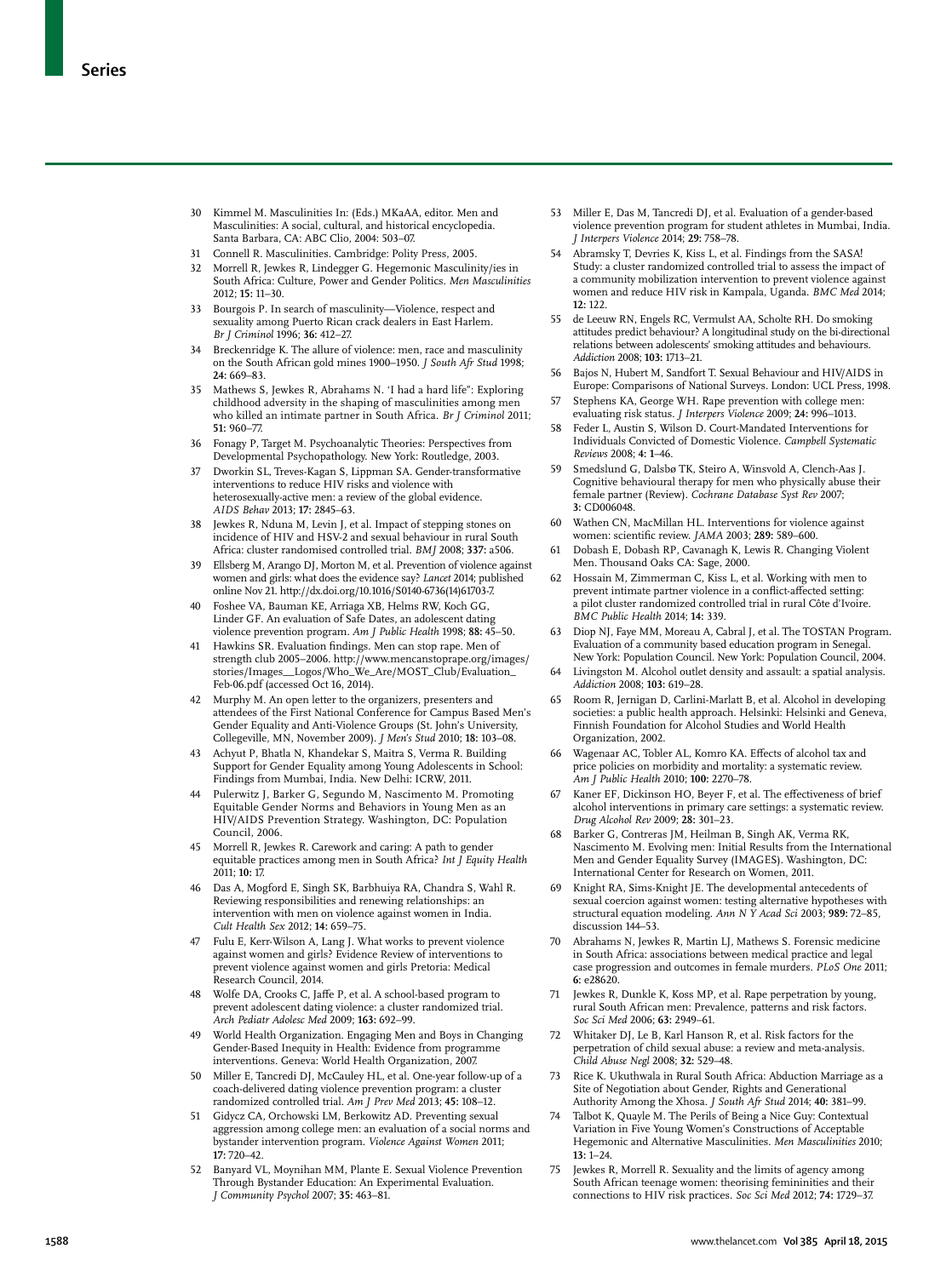30 Kimmel M. Masculinities In: (Eds.) MKaAA, editor. Men and Masculinities: A social, cultural, and historical encyclopedia. Santa Barbara, CA: ABC Clio, 2004: 503–07.

31 Connell R. Masculinities. Cambridge: Polity Press, 2005.

32 Morrell R, Jewkes R, Lindegger G. Hegemonic Masculinity/ies in South Africa: Culture, Power and Gender Politics. *Men Masculinities* 2012; **15:** 11–30.

33 Bourgois P. In search of masculinity—Violence, respect and sexuality among Puerto Rican crack dealers in East Harlem. *Br J Criminol* 1996; **36:** 412–27.

34 Breckenridge K. The allure of violence: men, race and masculinity on the South African gold mines 1900–1950. *J South Afr Stud* 1998; **24:** 669–83.

35 Mathews S, Jewkes R, Abrahams N. 'I had a hard life": Exploring childhood adversity in the shaping of masculinities among men who killed an intimate partner in South Africa. *Br J Criminol* 2011; **51:** 960–77.

36 Fonagy P, Target M. Psychoanalytic Theories: Perspectives from Developmental Psychopathology. New York: Routledge, 2003.

37 Dworkin SL, Treves-Kagan S, Lippman SA. Gender-transformative interventions to reduce HIV risks and violence with heterosexually-active men: a review of the global evidence. *AIDS Behav* 2013; **17:** 2845–63.

38 Jewkes R, Nduna M, Levin J, et al. Impact of stepping stones on incidence of HIV and HSV-2 and sexual behaviour in rural South Africa: cluster randomised controlled trial. *BMJ* 2008; **337:** a506.

39 Ellsberg M, Arango DJ, Morton M, et al. Prevention of violence against women and girls: what does the evidence say? *Lancet* 2014; published online Nov 21. http://dx.doi.org/10.1016/S0140-6736(14)61703-7.

40 Foshee VA, Bauman KE, Arriaga XB, Helms RW, Koch GG, Linder GF. An evaluation of Safe Dates, an adolescent dating violence prevention program. *Am J Public Health* 1998; **88:** 45–50.

41 Hawkins SR. Evaluation findings. Men can stop rape. Men of strength club 2005–2006. http://www.mencanstoprape.org/images/stories/Images__Logos/Who_We_Are/MOST_Club/Evaluation_Feb-06.pdf (accessed Oct 16, 2014).

42 Murphy M. An open letter to the organizers, presenters and attendees of the First National Conference for Campus Based Men's Gender Equality and Anti-Violence Groups (St. John's University, Collegeville, MN, November 2009). *J Men's Stud* 2010; **18:** 103–08.

43 Achyut P, Bhatla N, Khandekar S, Maitra S, Verma R. Building Support for Gender Equality among Young Adolescents in School: Findings from Mumbai, India. New Delhi: ICRW, 2011.

44 Pulerwitz J, Barker G, Segundo M, Nascimento M. Promoting Equitable Gender Norms and Behaviors in Young Men as an HIV/AIDS Prevention Strategy. Washington, DC: Population Council, 2006.

45 Morrell R, Jewkes R. Carework and caring: A path to gender equitable practices among men in South Africa? *Int J Equity Health* 2011; **10:** 17.

46 Das A, Mogford E, Singh SK, Barbhuiya RA, Chandra S, Wahl R. Reviewing responsibilities and renewing relationships: an intervention with men on violence against women in India. *Cult Health Sex* 2012; **14:** 659–75.

47 Fulu E, Kerr-Wilson A, Lang J. What works to prevent violence against women and girls? Evidence Review of interventions to prevent violence against women and girls Pretoria: Medical Research Council, 2014.

48 Wolfe DA, Crooks C, Jaffe P, et al. A school-based program to prevent adolescent dating violence: a cluster randomized trial. *Arch Pediatr Adolesc Med* 2009; **163:** 692–99.

49 World Health Organization. Engaging Men and Boys in Changing Gender-Based Inequity in Health: Evidence from programme interventions. Geneva: World Health Organization, 2007.

50 Miller E, Tancredi DJ, McCauley HL, et al. One-year follow-up of a coach-delivered dating violence prevention program: a cluster randomized controlled trial. *Am J Prev Med* 2013; **45:** 108–12.

51 Gidycz CA, Orchowski LM, Berkowitz AD. Preventing sexual aggression among college men: an evaluation of a social norms and bystander intervention program. *Violence Against Women* 2011; **17:** 720–42.

52 Banyard VL, Moynihan MM, Plante E. Sexual Violence Prevention Through Bystander Education: An Experimental Evaluation. *J Community Psychol* 2007; **35:** 463–81.

53 Miller E, Das M, Tancredi DJ, et al. Evaluation of a gender-based violence prevention program for student athletes in Mumbai, India. *J Interpers Violence* 2014; **29:** 758–78.

54 Abramsky T, Devries K, Kiss L, et al. Findings from the SASA! Study: a cluster randomized controlled trial to assess the impact of a community mobilization intervention to prevent violence against women and reduce HIV risk in Kampala, Uganda. *BMC Med* 2014; **12:** 122.

55 de Leeuw RN, Engels RC, Vermulst AA, Scholte RH. Do smoking attitudes predict behaviour? A longitudinal study on the bi-directional relations between adolescents' smoking attitudes and behaviours. *Addiction* 2008; **103:** 1713–21.

56 Bajos N, Hubert M, Sandfort T. Sexual Behaviour and HIV/AIDS in Europe: Comparisons of National Surveys. London: UCL Press, 1998.

57 Stephens KA, George WH. Rape prevention with college men: evaluating risk status. *J Interpers Violence* 2009; **24:** 996–1013.

58 Feder L, Austin S, Wilson D. Court-Mandated Interventions for Individuals Convicted of Domestic Violence. *Campbell Systematic Reviews* 2008; **4:** 1–46.

59 Smedslund G, Dalsbø TK, Steiro A, Winsvold A, Clench-Aas J. Cognitive behavioural therapy for men who physically abuse their female partner (Review). *Cochrane Database Syst Rev* 2007; **3:** CD006048.

60 Wathen CN, MacMillan HL. Interventions for violence against women: scientific review. *JAMA* 2003; **289:** 589–600.

61 Dobash E, Dobash RP, Cavanagh K, Lewis R. Changing Violent Men. Thousand Oaks CA: Sage, 2000.

62 Hossain M, Zimmerman C, Kiss L, et al. Working with men to prevent intimate partner violence in a conflict-affected setting: a pilot cluster randomized controlled trial in rural Côte d'Ivoire. *BMC Public Health* 2014; **14:** 339.

63 Diop NJ, Faye MM, Moreau A, Cabral J, et al. The TOSTAN Program. Evaluation of a community based education program in Senegal. New York: Population Council. New York: Population Council, 2004.

64 Livingston M. Alcohol outlet density and assault: a spatial analysis. *Addiction* 2008; **103:** 619–28.

65 Room R, Jernigan D, Carlini-Marlatt B, et al. Alcohol in developing societies: a public health approach. Helsinki: Helsinki and Geneva, Finnish Foundation for Alcohol Studies and World Health Organization, 2002.

66 Wagenaar AC, Tobler AL, Komro KA. Effects of alcohol tax and price policies on morbidity and mortality: a systematic review. *Am J Public Health* 2010; **100:** 2270–78.

67 Kaner EF, Dickinson HO, Beyer F, et al. The effectiveness of brief alcohol interventions in primary care settings: a systematic review. *Drug Alcohol Rev* 2009; **28:** 301–23.

68 Barker G, Contreras JM, Heilman B, Singh AK, Verma RK, Nascimento M. Evolving men: Initial Results from the International Men and Gender Equality Survey (IMAGES). Washington, DC: International Center for Research on Women, 2011.

69 Knight RA, Sims-Knight JE. The developmental antecedents of sexual coercion against women: testing alternative hypotheses with structural equation modeling. *Ann N Y Acad Sci* 2003; **989:** 72–85, discussion 144–53.

70 Abrahams N, Jewkes R, Martin LJ, Mathews S. Forensic medicine in South Africa: associations between medical practice and legal case progression and outcomes in female murders. *PLoS One* 2011; **6:** e28620.

71 Jewkes R, Dunkle K, Koss MP, et al. Rape perpetration by young, rural South African men: Prevalence, patterns and risk factors. *Soc Sci Med* 2006; **63:** 2949–61.

72 Whitaker DJ, Le B, Karl Hanson R, et al. Risk factors for the perpetration of child sexual abuse: a review and meta-analysis. *Child Abuse Negl* 2008; **32:** 529–48.

73 Rice K. Ukuthwala in Rural South Africa: Abduction Marriage as a Site of Negotiation about Gender, Rights and Generational Authority Among the Xhosa. *J South Afr Stud* 2014; **40:** 381–99.

74 Talbot K, Quayle M. The Perils of Being a Nice Guy: Contextual Variation in Five Young Women's Constructions of Acceptable Hegemonic and Alternative Masculinities. *Men Masculinities* 2010; **13:** 1–24.

75 Jewkes R, Morrell R. Sexuality and the limits of agency among South African teenage women: theorising femininities and their connections to HIV risk practices. *Soc Sci Med* 2012; **74:** 1729–37.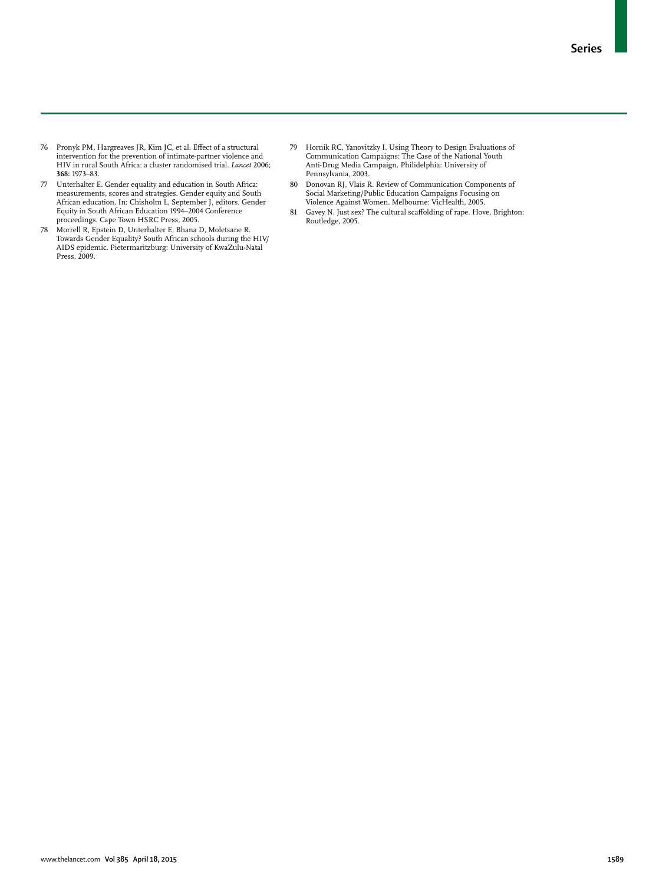76 Pronyk PM, Hargreaves JR, Kim JC, et al. Effect of a structural intervention for the prevention of intimate-partner violence and HIV in rural South Africa: a cluster randomised trial. *Lancet* 2006; **368:** 1973–83.

77 Unterhalter E. Gender equality and education in South Africa: measurements, scores and strategies. Gender equity and South African education. In: Chisholm L, September J, editors. Gender Equity in South African Education 1994–2004 Conference proceedings. Cape Town HSRC Press, 2005.

78 Morrell R, Epstein D, Unterhalter E, Bhana D, Moletsane R. Towards Gender Equality? South African schools during the HIV/AIDS epidemic. Pietermaritzburg: University of KwaZulu-Natal Press, 2009.

79 Hornik RC, Yanovitzky I. Using Theory to Design Evaluations of Communication Campaigns: The Case of the National Youth Anti-Drug Media Campaign. Philidelphia: University of Pennsylvania, 2003.

80 Donovan RJ, Vlais R. Review of Communication Components of Social Marketing/Public Education Campaigns Focusing on Violence Against Women. Melbourne: VicHealth, 2005.

81 Gavey N. Just sex? The cultural scaffolding of rape. Hove, Brighton: Routledge, 2005.